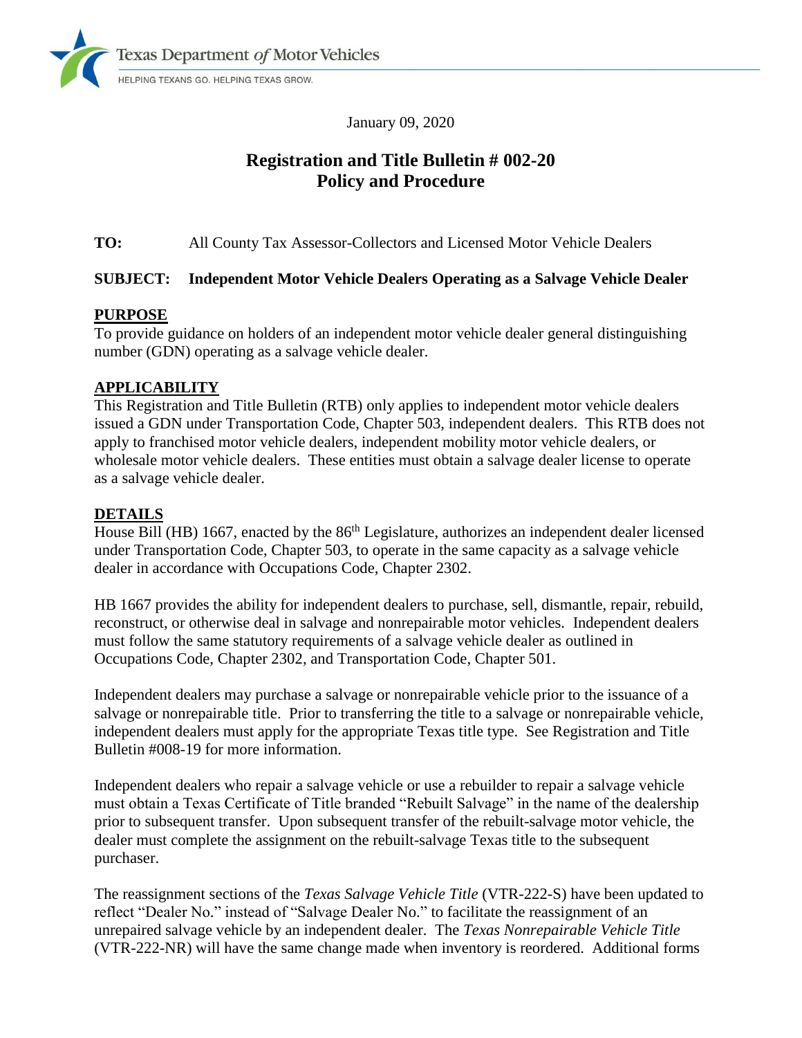Texas Department *of* Motor Vehicles

HELPING TEXANS GO. HELPING TEXAS GROW.

January 09, 2020

# Registration and Title Bulletin # 002-20
# Policy and Procedure

**TO:** All County Tax Assessor-Collectors and Licensed Motor Vehicle Dealers

**SUBJECT: Independent Motor Vehicle Dealers Operating as a Salvage Vehicle Dealer**

## PURPOSE

To provide guidance on holders of an independent motor vehicle dealer general distinguishing number (GDN) operating as a salvage vehicle dealer.

## APPLICABILITY

This Registration and Title Bulletin (RTB) only applies to independent motor vehicle dealers issued a GDN under Transportation Code, Chapter 503, independent dealers. This RTB does not apply to franchised motor vehicle dealers, independent mobility motor vehicle dealers, or wholesale motor vehicle dealers. These entities must obtain a salvage dealer license to operate as a salvage vehicle dealer.

## DETAILS

House Bill (HB) 1667, enacted by the 86th Legislature, authorizes an independent dealer licensed under Transportation Code, Chapter 503, to operate in the same capacity as a salvage vehicle dealer in accordance with Occupations Code, Chapter 2302.

HB 1667 provides the ability for independent dealers to purchase, sell, dismantle, repair, rebuild, reconstruct, or otherwise deal in salvage and nonrepairable motor vehicles. Independent dealers must follow the same statutory requirements of a salvage vehicle dealer as outlined in Occupations Code, Chapter 2302, and Transportation Code, Chapter 501.

Independent dealers may purchase a salvage or nonrepairable vehicle prior to the issuance of a salvage or nonrepairable title. Prior to transferring the title to a salvage or nonrepairable vehicle, independent dealers must apply for the appropriate Texas title type. See Registration and Title Bulletin #008-19 for more information.

Independent dealers who repair a salvage vehicle or use a rebuilder to repair a salvage vehicle must obtain a Texas Certificate of Title branded "Rebuilt Salvage" in the name of the dealership prior to subsequent transfer. Upon subsequent transfer of the rebuilt-salvage motor vehicle, the dealer must complete the assignment on the rebuilt-salvage Texas title to the subsequent purchaser.

The reassignment sections of the *Texas Salvage Vehicle Title* (VTR-222-S) have been updated to reflect "Dealer No." instead of "Salvage Dealer No." to facilitate the reassignment of an unrepaired salvage vehicle by an independent dealer. The *Texas Nonrepairable Vehicle Title* (VTR-222-NR) will have the same change made when inventory is reordered. Additional forms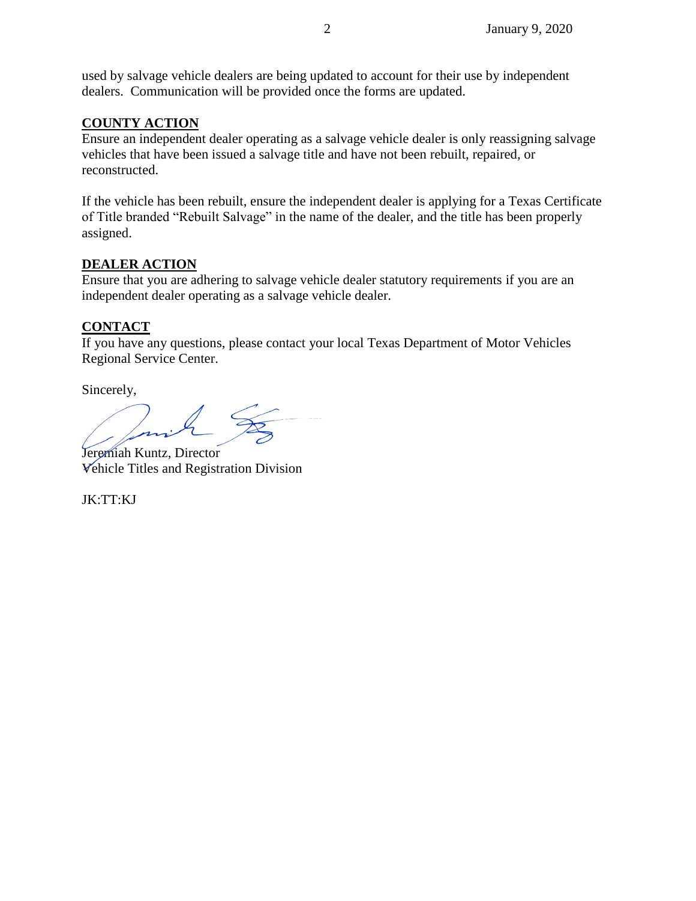used by salvage vehicle dealers are being updated to account for their use by independent dealers. Communication will be provided once the forms are updated.

## COUNTY ACTION

Ensure an independent dealer operating as a salvage vehicle dealer is only reassigning salvage vehicles that have been issued a salvage title and have not been rebuilt, repaired, or reconstructed.

If the vehicle has been rebuilt, ensure the independent dealer is applying for a Texas Certificate of Title branded "Rebuilt Salvage" in the name of the dealer, and the title has been properly assigned.

## DEALER ACTION

Ensure that you are adhering to salvage vehicle dealer statutory requirements if you are an independent dealer operating as a salvage vehicle dealer.

## CONTACT

If you have any questions, please contact your local Texas Department of Motor Vehicles Regional Service Center.

Sincerely,

Jeremiah Kuntz, Director
Vehicle Titles and Registration Division

JK:TT:KJ